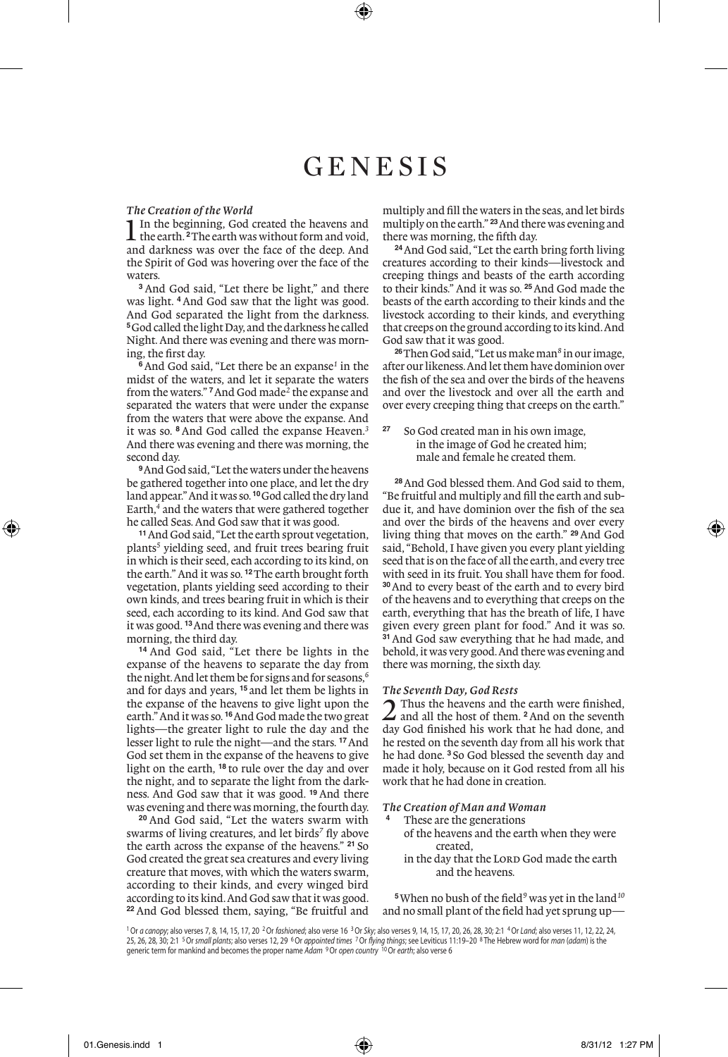# GENESIS

### *The Creation of the World*

1 In the beginning, God created the heavens and the earth. 2 The earth was without form and void, and darkness was over the face of the deep. And the Spirit of God was hovering over the face of the waters.

3 And God said, "Let there be light," and there was light. 4 And God saw that the light was good. And God separated the light from the darkness. 5 God called the light Day, and the darkness he called Night. And there was evening and there was morning, the first day.

6 And God said, "Let there be an expanse[1] in the midst of the waters, and let it separate the waters from the waters." 7 And God made[2] the expanse and separated the waters that were under the expanse from the waters that were above the expanse. And it was so. 8 And God called the expanse Heaven.[3] And there was evening and there was morning, the second day.

9 And God said, "Let the waters under the heavens be gathered together into one place, and let the dry land appear." And it was so. 10 God called the dry land Earth,[4] and the waters that were gathered together he called Seas. And God saw that it was good.

11 And God said, "Let the earth sprout vegetation, plants[5] yielding seed, and fruit trees bearing fruit in which is their seed, each according to its kind, on the earth." And it was so. 12 The earth brought forth vegetation, plants yielding seed according to their own kinds, and trees bearing fruit in which is their seed, each according to its kind. And God saw that it was good. 13 And there was evening and there was morning, the third day.

14 And God said, "Let there be lights in the expanse of the heavens to separate the day from the night. And let them be for signs and for seasons,[6] and for days and years, 15 and let them be lights in the expanse of the heavens to give light upon the earth." And it was so. 16 And God made the two great lights—the greater light to rule the day and the lesser light to rule the night—and the stars. 17 And God set them in the expanse of the heavens to give light on the earth, 18 to rule over the day and over the night, and to separate the light from the darkness. And God saw that it was good. 19 And there was evening and there was morning, the fourth day.

20 And God said, "Let the waters swarm with swarms of living creatures, and let birds[7] fly above the earth across the expanse of the heavens." 21 So God created the great sea creatures and every living creature that moves, with which the waters swarm, according to their kinds, and every winged bird according to its kind. And God saw that it was good. 22 And God blessed them, saying, "Be fruitful and multiply and fill the waters in the seas, and let birds multiply on the earth." 23 And there was evening and there was morning, the fifth day.

24 And God said, "Let the earth bring forth living creatures according to their kinds—livestock and creeping things and beasts of the earth according to their kinds." And it was so. 25 And God made the beasts of the earth according to their kinds and the livestock according to their kinds, and everything that creeps on the ground according to its kind. And God saw that it was good.

26 Then God said, "Let us make man[8] in our image, after our likeness. And let them have dominion over the fish of the sea and over the birds of the heavens and over the livestock and over all the earth and over every creeping thing that creeps on the earth."

27 So God created man in his own image,
in the image of God he created him;
male and female he created them.

28 And God blessed them. And God said to them, "Be fruitful and multiply and fill the earth and subdue it, and have dominion over the fish of the sea and over the birds of the heavens and over every living thing that moves on the earth." 29 And God said, "Behold, I have given you every plant yielding seed that is on the face of all the earth, and every tree with seed in its fruit. You shall have them for food. 30 And to every beast of the earth and to every bird of the heavens and to everything that creeps on the earth, everything that has the breath of life, I have given every green plant for food." And it was so. 31 And God saw everything that he had made, and behold, it was very good. And there was evening and there was morning, the sixth day.

### *The Seventh Day, God Rests*

2 Thus the heavens and the earth were finished, and all the host of them. 2 And on the seventh day God finished his work that he had done, and he rested on the seventh day from all his work that he had done. 3 So God blessed the seventh day and made it holy, because on it God rested from all his work that he had done in creation.

### *The Creation of Man and Woman*

4 These are the generations
of the heavens and the earth when they were created,
in the day that the LORD God made the earth and the heavens.

5 When no bush of the field[9] was yet in the land[10] and no small plant of the field had yet sprung up—

[1] Or *a canopy*; also verses 7, 8, 14, 15, 17, 20 [2] Or *fashioned*; also verse 16 [3] Or *Sky*; also verses 9, 14, 15, 17, 20, 26, 28, 30; 2:1 [4] Or *Land*; also verses 11, 12, 22, 24, 25, 26, 28, 30; 2:1 [5] Or *small plants*; also verses 12, 29 [6] Or *appointed times* [7] Or *flying things*; see Leviticus 11:19–20 [8] The Hebrew word for *man* (*adam*) is the generic term for mankind and becomes the proper name *Adam* [9] Or *open country* [10] Or *earth*; also verse 6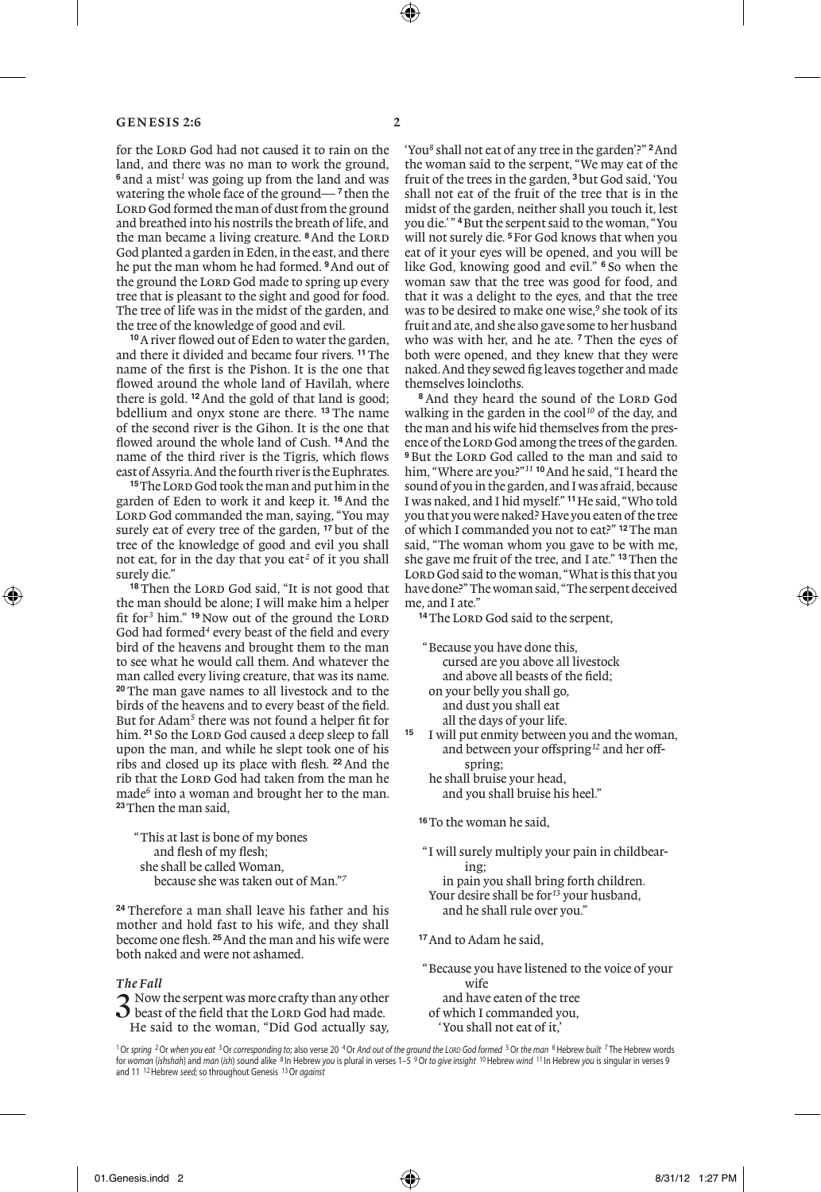for the LORD God had not caused it to rain on the land, and there was no man to work the ground, [6] and a mist[1] was going up from the land and was watering the whole face of the ground— [7] then the LORD God formed the man of dust from the ground and breathed into his nostrils the breath of life, and the man became a living creature. [8] And the LORD God planted a garden in Eden, in the east, and there he put the man whom he had formed. [9] And out of the ground the LORD God made to spring up every tree that is pleasant to the sight and good for food. The tree of life was in the midst of the garden, and the tree of the knowledge of good and evil.

[10] A river flowed out of Eden to water the garden, and there it divided and became four rivers. [11] The name of the first is the Pishon. It is the one that flowed around the whole land of Havilah, where there is gold. [12] And the gold of that land is good; bdellium and onyx stone are there. [13] The name of the second river is the Gihon. It is the one that flowed around the whole land of Cush. [14] And the name of the third river is the Tigris, which flows east of Assyria. And the fourth river is the Euphrates.

[15] The LORD God took the man and put him in the garden of Eden to work it and keep it. [16] And the LORD God commanded the man, saying, "You may surely eat of every tree of the garden, [17] but of the tree of the knowledge of good and evil you shall not eat, for in the day that you eat[2] of it you shall surely die."

[18] Then the LORD God said, "It is not good that the man should be alone; I will make him a helper fit for[3] him." [19] Now out of the ground the LORD God had formed[4] every beast of the field and every bird of the heavens and brought them to the man to see what he would call them. And whatever the man called every living creature, that was its name. [20] The man gave names to all livestock and to the birds of the heavens and to every beast of the field. But for Adam[5] there was not found a helper fit for him. [21] So the LORD God caused a deep sleep to fall upon the man, and while he slept took one of his ribs and closed up its place with flesh. [22] And the rib that the LORD God had taken from the man he made[6] into a woman and brought her to the man. [23] Then the man said,

> "This at last is bone of my bones
> and flesh of my flesh;
> she shall be called Woman,
> because she was taken out of Man."[7]

[24] Therefore a man shall leave his father and his mother and hold fast to his wife, and they shall become one flesh. [25] And the man and his wife were both naked and were not ashamed.

### *The Fall*

**3** Now the serpent was more crafty than any other beast of the field that the LORD God had made. He said to the woman, "Did God actually say, 'You[8] shall not eat of any tree in the garden'?" [2] And the woman said to the serpent, "We may eat of the fruit of the trees in the garden, [3] but God said, 'You shall not eat of the fruit of the tree that is in the midst of the garden, neither shall you touch it, lest you die.'" [4] But the serpent said to the woman, "You will not surely die. [5] For God knows that when you eat of it your eyes will be opened, and you will be like God, knowing good and evil." [6] So when the woman saw that the tree was good for food, and that it was a delight to the eyes, and that the tree was to be desired to make one wise,[9] she took of its fruit and ate, and she also gave some to her husband who was with her, and he ate. [7] Then the eyes of both were opened, and they knew that they were naked. And they sewed fig leaves together and made themselves loincloths.

[8] And they heard the sound of the LORD God walking in the garden in the cool[10] of the day, and the man and his wife hid themselves from the presence of the LORD God among the trees of the garden. [9] But the LORD God called to the man and said to him, "Where are you?"[11] [10] And he said, "I heard the sound of you in the garden, and I was afraid, because I was naked, and I hid myself." [11] He said, "Who told you that you were naked? Have you eaten of the tree of which I commanded you not to eat?" [12] The man said, "The woman whom you gave to be with me, she gave me fruit of the tree, and I ate." [13] Then the LORD God said to the woman, "What is this that you have done?" The woman said, "The serpent deceived me, and I ate."

[14] The LORD God said to the serpent,

> "Because you have done this,
> cursed are you above all livestock
> and above all beasts of the field;
> on your belly you shall go,
> and dust you shall eat
> all the days of your life.
> [15] I will put enmity between you and the woman,
> and between your offspring[12] and her offspring;
> he shall bruise your head,
> and you shall bruise his heel."

[16] To the woman he said,

> "I will surely multiply your pain in childbearing;
> in pain you shall bring forth children.
> Your desire shall be for[13] your husband,
> and he shall rule over you."

[17] And to Adam he said,

> "Because you have listened to the voice of your wife
> and have eaten of the tree
> of which I commanded you,
> 'You shall not eat of it,'

---

[1] Or *spring* [2] Or *when you eat* [3] Or *corresponding to*; also verse 20 [4] Or *And out of the ground the LORD God formed* [5] Or *the man* [6] Hebrew *built* [7] The Hebrew words for *woman* (*ishshah*) and *man* (*ish*) sound alike [8] In Hebrew *you* is plural in verses 1–5 [9] Or *to give insight* [10] Hebrew *wind* [11] In Hebrew *you* is singular in verses 9 and 11 [12] Hebrew *seed*; so throughout Genesis [13] Or *against*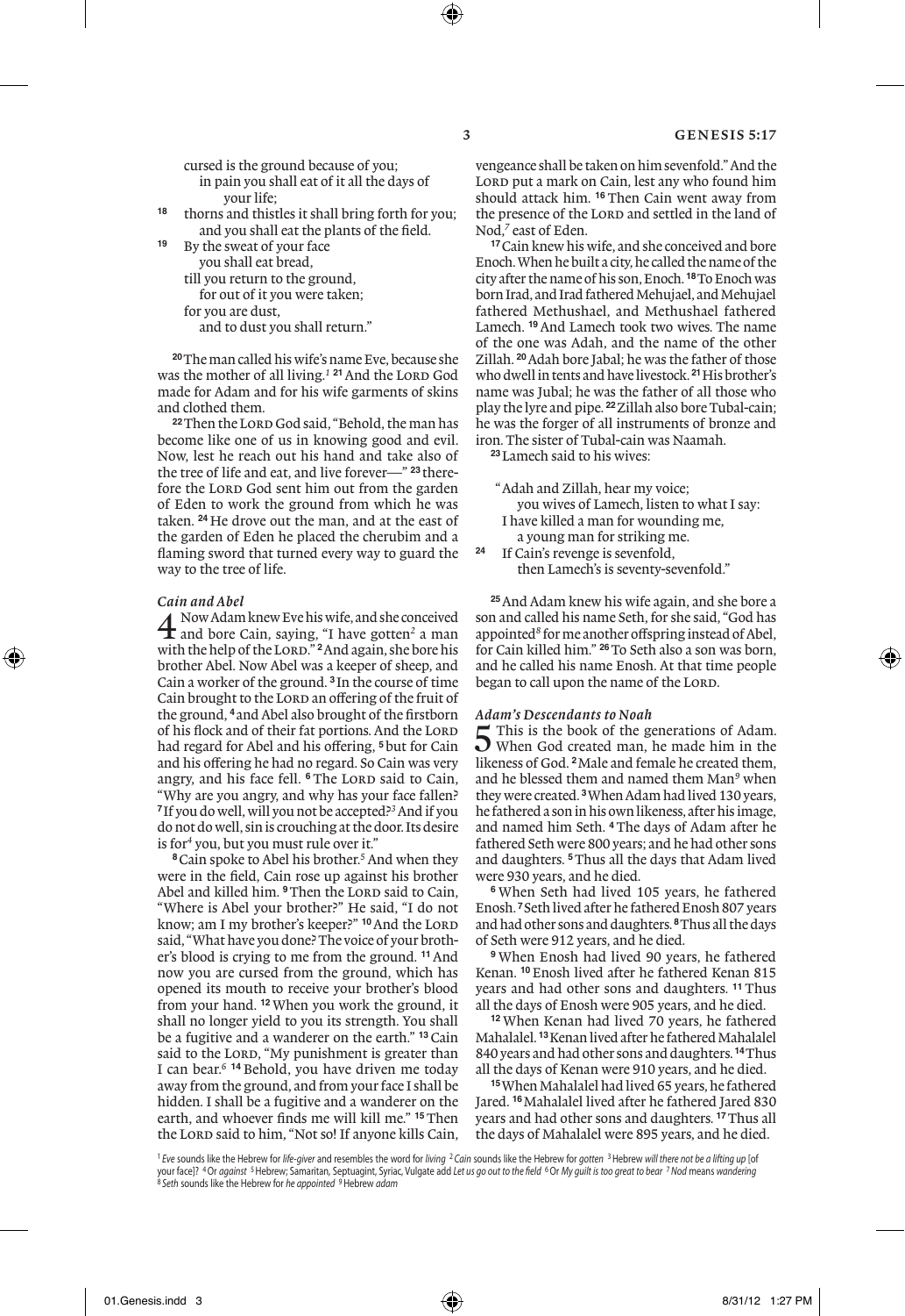cursed is the ground because of you;
in pain you shall eat of it all the days of your life;

[18] thorns and thistles it shall bring forth for you;
and you shall eat the plants of the field.

[19] By the sweat of your face
you shall eat bread,
till you return to the ground,
for out of it you were taken;
for you are dust,
and to dust you shall return."

[20] The man called his wife's name Eve, because she was the mother of all living.[1] [21] And the LORD God made for Adam and for his wife garments of skins and clothed them.

[22] Then the LORD God said, "Behold, the man has become like one of us in knowing good and evil. Now, lest he reach out his hand and take also of the tree of life and eat, and live forever—" [23] therefore the LORD God sent him out from the garden of Eden to work the ground from which he was taken. [24] He drove out the man, and at the east of the garden of Eden he placed the cherubim and a flaming sword that turned every way to guard the way to the tree of life.

### *Cain and Abel*

**4** Now Adam knew Eve his wife, and she conceived and bore Cain, saying, "I have gotten[2] a man with the help of the LORD." [2] And again, she bore his brother Abel. Now Abel was a keeper of sheep, and Cain a worker of the ground. [3] In the course of time Cain brought to the LORD an offering of the fruit of the ground, [4] and Abel also brought of the firstborn of his flock and of their fat portions. And the LORD had regard for Abel and his offering, [5] but for Cain and his offering he had no regard. So Cain was very angry, and his face fell. [6] The LORD said to Cain, "Why are you angry, and why has your face fallen? [7] If you do well, will you not be accepted?[3] And if you do not do well, sin is crouching at the door. Its desire is for[4] you, but you must rule over it."

[8] Cain spoke to Abel his brother.[5] And when they were in the field, Cain rose up against his brother Abel and killed him. [9] Then the LORD said to Cain, "Where is Abel your brother?" He said, "I do not know; am I my brother's keeper?" [10] And the LORD said, "What have you done? The voice of your brother's blood is crying to me from the ground. [11] And now you are cursed from the ground, which has opened its mouth to receive your brother's blood from your hand. [12] When you work the ground, it shall no longer yield to you its strength. You shall be a fugitive and a wanderer on the earth." [13] Cain said to the LORD, "My punishment is greater than I can bear.[6] [14] Behold, you have driven me today away from the ground, and from your face I shall be hidden. I shall be a fugitive and a wanderer on the earth, and whoever finds me will kill me." [15] Then the LORD said to him, "Not so! If anyone kills Cain, vengeance shall be taken on him sevenfold." And the LORD put a mark on Cain, lest any who found him should attack him. [16] Then Cain went away from the presence of the LORD and settled in the land of Nod,[7] east of Eden.

[17] Cain knew his wife, and she conceived and bore Enoch. When he built a city, he called the name of the city after the name of his son, Enoch. [18] To Enoch was born Irad, and Irad fathered Mehujael, and Mehujael fathered Methushael, and Methushael fathered Lamech. [19] And Lamech took two wives. The name of the one was Adah, and the name of the other Zillah. [20] Adah bore Jabal; he was the father of those who dwell in tents and have livestock. [21] His brother's name was Jubal; he was the father of all those who play the lyre and pipe. [22] Zillah also bore Tubal-cain; he was the forger of all instruments of bronze and iron. The sister of Tubal-cain was Naamah.

[23] Lamech said to his wives:

"Adah and Zillah, hear my voice;
you wives of Lamech, listen to what I say:
I have killed a man for wounding me,
a young man for striking me.

[24] If Cain's revenge is sevenfold,
then Lamech's is seventy-sevenfold."

[25] And Adam knew his wife again, and she bore a son and called his name Seth, for she said, "God has appointed[8] for me another offspring instead of Abel, for Cain killed him." [26] To Seth also a son was born, and he called his name Enosh. At that time people began to call upon the name of the LORD.

### *Adam's Descendants to Noah*

**5** This is the book of the generations of Adam. When God created man, he made him in the likeness of God. [2] Male and female he created them, and he blessed them and named them Man[9] when they were created. [3] When Adam had lived 130 years, he fathered a son in his own likeness, after his image, and named him Seth. [4] The days of Adam after he fathered Seth were 800 years; and he had other sons and daughters. [5] Thus all the days that Adam lived were 930 years, and he died.

[6] When Seth had lived 105 years, he fathered Enosh. [7] Seth lived after he fathered Enosh 807 years and had other sons and daughters. [8] Thus all the days of Seth were 912 years, and he died.

[9] When Enosh had lived 90 years, he fathered Kenan. [10] Enosh lived after he fathered Kenan 815 years and had other sons and daughters. [11] Thus all the days of Enosh were 905 years, and he died.

[12] When Kenan had lived 70 years, he fathered Mahalalel. [13] Kenan lived after he fathered Mahalalel 840 years and had other sons and daughters. [14] Thus all the days of Kenan were 910 years, and he died.

[15] When Mahalalel had lived 65 years, he fathered Jared. [16] Mahalalel lived after he fathered Jared 830 years and had other sons and daughters. [17] Thus all the days of Mahalalel were 895 years, and he died.

---

[1] *Eve* sounds like the Hebrew for *life-giver* and resembles the word for *living* [2] *Cain* sounds like the Hebrew for *gotten* [3] Hebrew *will there not be a lifting up* [of your face]? [4] Or *against* [5] Hebrew; Samaritan, Septuagint, Syriac, Vulgate add *Let us go out to the field* [6] Or *My guilt is too great to bear* [7] *Nod* means *wandering* [8] *Seth* sounds like the Hebrew for *he appointed* [9] Hebrew *adam*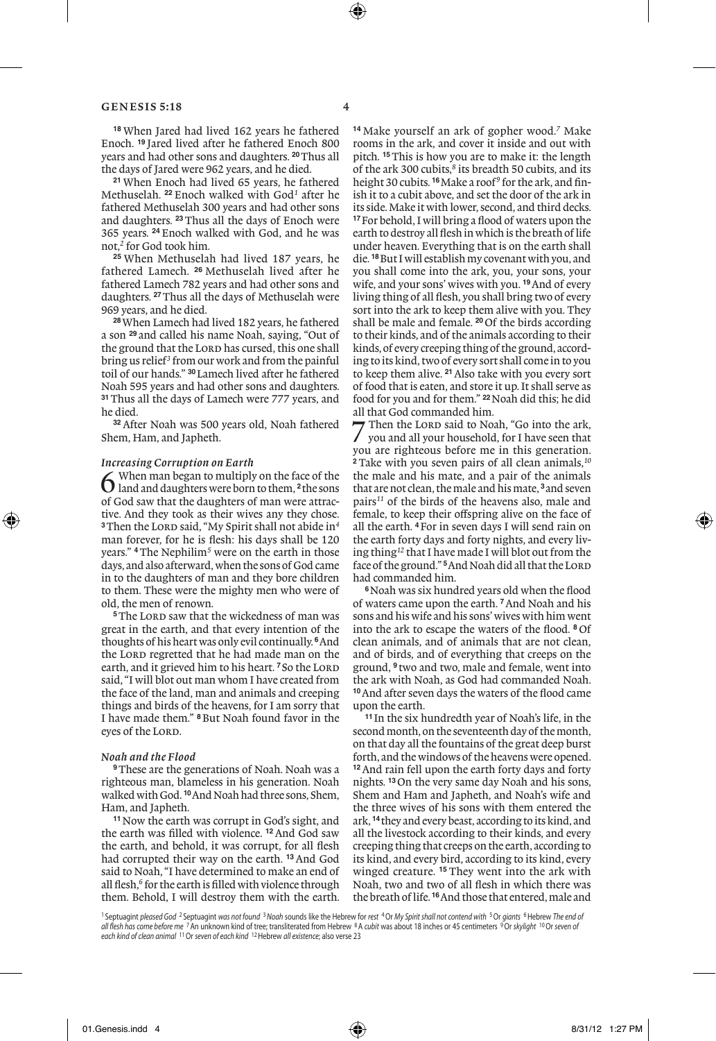[18] When Jared had lived 162 years he fathered Enoch. [19] Jared lived after he fathered Enoch 800 years and had other sons and daughters. [20] Thus all the days of Jared were 962 years, and he died.

[21] When Enoch had lived 65 years, he fathered Methuselah. [22] Enoch walked with God[1] after he fathered Methuselah 300 years and had other sons and daughters. [23] Thus all the days of Enoch were 365 years. [24] Enoch walked with God, and he was not,[2] for God took him.

[25] When Methuselah had lived 187 years, he fathered Lamech. [26] Methuselah lived after he fathered Lamech 782 years and had other sons and daughters. [27] Thus all the days of Methuselah were 969 years, and he died.

[28] When Lamech had lived 182 years, he fathered a son [29] and called his name Noah, saying, "Out of the ground that the LORD has cursed, this one shall bring us relief[3] from our work and from the painful toil of our hands." [30] Lamech lived after he fathered Noah 595 years and had other sons and daughters. [31] Thus all the days of Lamech were 777 years, and he died.

[32] After Noah was 500 years old, Noah fathered Shem, Ham, and Japheth.

### *Increasing Corruption on Earth*

6 When man began to multiply on the face of the land and daughters were born to them, [2] the sons of God saw that the daughters of man were attractive. And they took as their wives any they chose. [3] Then the LORD said, "My Spirit shall not abide in[4] man forever, for he is flesh: his days shall be 120 years." [4] The Nephilim[5] were on the earth in those days, and also afterward, when the sons of God came in to the daughters of man and they bore children to them. These were the mighty men who were of old, the men of renown.

[5] The LORD saw that the wickedness of man was great in the earth, and that every intention of the thoughts of his heart was only evil continually. [6] And the LORD regretted that he had made man on the earth, and it grieved him to his heart. [7] So the LORD said, "I will blot out man whom I have created from the face of the land, man and animals and creeping things and birds of the heavens, for I am sorry that I have made them." [8] But Noah found favor in the eyes of the LORD.

### *Noah and the Flood*

[9] These are the generations of Noah. Noah was a righteous man, blameless in his generation. Noah walked with God. [10] And Noah had three sons, Shem, Ham, and Japheth.

[11] Now the earth was corrupt in God's sight, and the earth was filled with violence. [12] And God saw the earth, and behold, it was corrupt, for all flesh had corrupted their way on the earth. [13] And God said to Noah, "I have determined to make an end of all flesh,[6] for the earth is filled with violence through them. Behold, I will destroy them with the earth. [14] Make yourself an ark of gopher wood.[7] Make rooms in the ark, and cover it inside and out with pitch. [15] This is how you are to make it: the length of the ark 300 cubits,[8] its breadth 50 cubits, and its height 30 cubits. [16] Make a roof[9] for the ark, and finish it to a cubit above, and set the door of the ark in its side. Make it with lower, second, and third decks. [17] For behold, I will bring a flood of waters upon the earth to destroy all flesh in which is the breath of life under heaven. Everything that is on the earth shall die. [18] But I will establish my covenant with you, and you shall come into the ark, you, your sons, your wife, and your sons' wives with you. [19] And of every living thing of all flesh, you shall bring two of every sort into the ark to keep them alive with you. They shall be male and female. [20] Of the birds according to their kinds, and of the animals according to their kinds, of every creeping thing of the ground, according to its kind, two of every sort shall come in to you to keep them alive. [21] Also take with you every sort of food that is eaten, and store it up. It shall serve as food for you and for them." [22] Noah did this; he did all that God commanded him.

7 Then the LORD said to Noah, "Go into the ark, you and all your household, for I have seen that you are righteous before me in this generation. [2] Take with you seven pairs of all clean animals,[10] the male and his mate, and a pair of the animals that are not clean, the male and his mate, [3] and seven pairs[11] of the birds of the heavens also, male and female, to keep their offspring alive on the face of all the earth. [4] For in seven days I will send rain on the earth forty days and forty nights, and every living thing[12] that I have made I will blot out from the face of the ground." [5] And Noah did all that the LORD had commanded him.

[6] Noah was six hundred years old when the flood of waters came upon the earth. [7] And Noah and his sons and his wife and his sons' wives with him went into the ark to escape the waters of the flood. [8] Of clean animals, and of animals that are not clean, and of birds, and of everything that creeps on the ground, [9] two and two, male and female, went into the ark with Noah, as God had commanded Noah. [10] And after seven days the waters of the flood came upon the earth.

[11] In the six hundredth year of Noah's life, in the second month, on the seventeenth day of the month, on that day all the fountains of the great deep burst forth, and the windows of the heavens were opened. [12] And rain fell upon the earth forty days and forty nights. [13] On the very same day Noah and his sons, Shem and Ham and Japheth, and Noah's wife and the three wives of his sons with them entered the ark, [14] they and every beast, according to its kind, and all the livestock according to their kinds, and every creeping thing that creeps on the earth, according to its kind, and every bird, according to its kind, every winged creature. [15] They went into the ark with Noah, two and two of all flesh in which there was the breath of life. [16] And those that entered, male and

---

[1] Septuagint *pleased God* [2] Septuagint *was not found* [3] *Noah* sounds like the Hebrew for *rest* [4] Or *My Spirit shall not contend with* [5] Or *giants* [6] Hebrew *The end of all flesh has come before me* [7] An unknown kind of tree; transliterated from Hebrew [8] A *cubit* was about 18 inches or 45 centimeters [9] Or *skylight* [10] Or *seven of each kind of clean animal* [11] Or *seven of each kind* [12] Hebrew *all existence*; also verse 23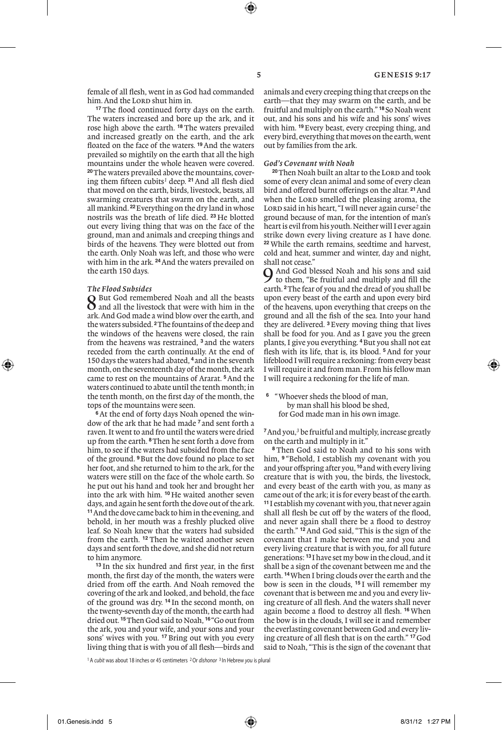female of all flesh, went in as God had commanded him. And the LORD shut him in.

[17] The flood continued forty days on the earth. The waters increased and bore up the ark, and it rose high above the earth. [18] The waters prevailed and increased greatly on the earth, and the ark floated on the face of the waters. [19] And the waters prevailed so mightily on the earth that all the high mountains under the whole heaven were covered. [20] The waters prevailed above the mountains, covering them fifteen cubits[1] deep. [21] And all flesh died that moved on the earth, birds, livestock, beasts, all swarming creatures that swarm on the earth, and all mankind. [22] Everything on the dry land in whose nostrils was the breath of life died. [23] He blotted out every living thing that was on the face of the ground, man and animals and creeping things and birds of the heavens. They were blotted out from the earth. Only Noah was left, and those who were with him in the ark. [24] And the waters prevailed on the earth 150 days.

### *The Flood Subsides*

8 But God remembered Noah and all the beasts and all the livestock that were with him in the ark. And God made a wind blow over the earth, and the waters subsided. [2] The fountains of the deep and the windows of the heavens were closed, the rain from the heavens was restrained, [3] and the waters receded from the earth continually. At the end of 150 days the waters had abated, [4] and in the seventh month, on the seventeenth day of the month, the ark came to rest on the mountains of Ararat. [5] And the waters continued to abate until the tenth month; in the tenth month, on the first day of the month, the tops of the mountains were seen.

[6] At the end of forty days Noah opened the window of the ark that he had made [7] and sent forth a raven. It went to and fro until the waters were dried up from the earth. [8] Then he sent forth a dove from him, to see if the waters had subsided from the face of the ground. [9] But the dove found no place to set her foot, and she returned to him to the ark, for the waters were still on the face of the whole earth. So he put out his hand and took her and brought her into the ark with him. [10] He waited another seven days, and again he sent forth the dove out of the ark. [11] And the dove came back to him in the evening, and behold, in her mouth was a freshly plucked olive leaf. So Noah knew that the waters had subsided from the earth. [12] Then he waited another seven days and sent forth the dove, and she did not return to him anymore.

[13] In the six hundred and first year, in the first month, the first day of the month, the waters were dried from off the earth. And Noah removed the covering of the ark and looked, and behold, the face of the ground was dry. [14] In the second month, on the twenty-seventh day of the month, the earth had dried out. [15] Then God said to Noah, [16] "Go out from the ark, you and your wife, and your sons and your sons' wives with you. [17] Bring out with you every living thing that is with you of all flesh—birds and animals and every creeping thing that creeps on the earth—that they may swarm on the earth, and be fruitful and multiply on the earth." [18] So Noah went out, and his sons and his wife and his sons' wives with him. [19] Every beast, every creeping thing, and every bird, everything that moves on the earth, went out by families from the ark.

### *God's Covenant with Noah*

[20] Then Noah built an altar to the LORD and took some of every clean animal and some of every clean bird and offered burnt offerings on the altar. [21] And when the LORD smelled the pleasing aroma, the LORD said in his heart, "I will never again curse[2] the ground because of man, for the intention of man's heart is evil from his youth. Neither will I ever again strike down every living creature as I have done. [22] While the earth remains, seedtime and harvest, cold and heat, summer and winter, day and night, shall not cease."

9 And God blessed Noah and his sons and said to them, "Be fruitful and multiply and fill the earth. [2] The fear of you and the dread of you shall be upon every beast of the earth and upon every bird of the heavens, upon everything that creeps on the ground and all the fish of the sea. Into your hand they are delivered. [3] Every moving thing that lives shall be food for you. And as I gave you the green plants, I give you everything. [4] But you shall not eat flesh with its life, that is, its blood. [5] And for your lifeblood I will require a reckoning: from every beast I will require it and from man. From his fellow man I will require a reckoning for the life of man.

[6] "Whoever sheds the blood of man,
by man shall his blood be shed,
for God made man in his own image.

[7] And you,[3] be fruitful and multiply, increase greatly on the earth and multiply in it."

[8] Then God said to Noah and to his sons with him, [9] "Behold, I establish my covenant with you and your offspring after you, [10] and with every living creature that is with you, the birds, the livestock, and every beast of the earth with you, as many as came out of the ark; it is for every beast of the earth. [11] I establish my covenant with you, that never again shall all flesh be cut off by the waters of the flood, and never again shall there be a flood to destroy the earth." [12] And God said, "This is the sign of the covenant that I make between me and you and every living creature that is with you, for all future generations: [13] I have set my bow in the cloud, and it shall be a sign of the covenant between me and the earth. [14] When I bring clouds over the earth and the bow is seen in the clouds, [15] I will remember my covenant that is between me and you and every living creature of all flesh. And the waters shall never again become a flood to destroy all flesh. [16] When the bow is in the clouds, I will see it and remember the everlasting covenant between God and every living creature of all flesh that is on the earth." [17] God said to Noah, "This is the sign of the covenant that

[1] A *cubit* was about 18 inches or 45 centimeters [2] Or *dishonor* [3] In Hebrew *you* is plural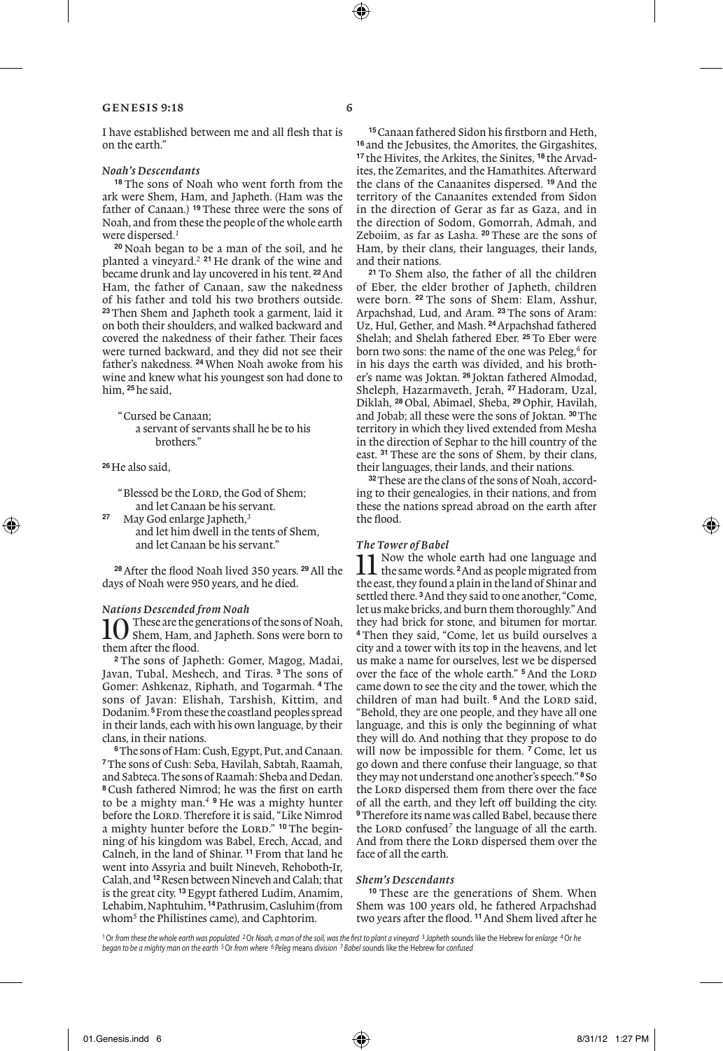I have established between me and all flesh that is on the earth."

### *Noah's Descendants*

[18] The sons of Noah who went forth from the ark were Shem, Ham, and Japheth. (Ham was the father of Canaan.) [19] These three were the sons of Noah, and from these the people of the whole earth were dispersed.[1]

[20] Noah began to be a man of the soil, and he planted a vineyard.[2] [21] He drank of the wine and became drunk and lay uncovered in his tent. [22] And Ham, the father of Canaan, saw the nakedness of his father and told his two brothers outside. [23] Then Shem and Japheth took a garment, laid it on both their shoulders, and walked backward and covered the nakedness of their father. Their faces were turned backward, and they did not see their father's nakedness. [24] When Noah awoke from his wine and knew what his youngest son had done to him, [25] he said,

> "Cursed be Canaan;
> a servant of servants shall he be to his brothers."

[26] He also said,

> "Blessed be the LORD, the God of Shem;
> and let Canaan be his servant.
> [27] May God enlarge Japheth,[3]
> and let him dwell in the tents of Shem,
> and let Canaan be his servant."

[28] After the flood Noah lived 350 years. [29] All the days of Noah were 950 years, and he died.

### *Nations Descended from Noah*

**10** These are the generations of the sons of Noah, Shem, Ham, and Japheth. Sons were born to them after the flood.

[2] The sons of Japheth: Gomer, Magog, Madai, Javan, Tubal, Meshech, and Tiras. [3] The sons of Gomer: Ashkenaz, Riphath, and Togarmah. [4] The sons of Javan: Elishah, Tarshish, Kittim, and Dodanim. [5] From these the coastland peoples spread in their lands, each with his own language, by their clans, in their nations.

[6] The sons of Ham: Cush, Egypt, Put, and Canaan. [7] The sons of Cush: Seba, Havilah, Sabtah, Raamah, and Sabteca. The sons of Raamah: Sheba and Dedan. [8] Cush fathered Nimrod; he was the first on earth to be a mighty man.[4] [9] He was a mighty hunter before the LORD. Therefore it is said, "Like Nimrod a mighty hunter before the LORD." [10] The beginning of his kingdom was Babel, Erech, Accad, and Calneh, in the land of Shinar. [11] From that land he went into Assyria and built Nineveh, Rehoboth-Ir, Calah, and [12] Resen between Nineveh and Calah; that is the great city. [13] Egypt fathered Ludim, Anamim, Lehabim, Naphtuhim, [14] Pathrusim, Casluhim (from whom[5] the Philistines came), and Caphtorim.

[15] Canaan fathered Sidon his firstborn and Heth, [16] and the Jebusites, the Amorites, the Girgashites, [17] the Hivites, the Arkites, the Sinites, [18] the Arvadites, the Zemarites, and the Hamathites. Afterward the clans of the Canaanites dispersed. [19] And the territory of the Canaanites extended from Sidon in the direction of Gerar as far as Gaza, and in the direction of Sodom, Gomorrah, Admah, and Zeboiim, as far as Lasha. [20] These are the sons of Ham, by their clans, their languages, their lands, and their nations.

[21] To Shem also, the father of all the children of Eber, the elder brother of Japheth, children were born. [22] The sons of Shem: Elam, Asshur, Arpachshad, Lud, and Aram. [23] The sons of Aram: Uz, Hul, Gether, and Mash. [24] Arpachshad fathered Shelah; and Shelah fathered Eber. [25] To Eber were born two sons: the name of the one was Peleg,[6] for in his days the earth was divided, and his brother's name was Joktan. [26] Joktan fathered Almodad, Sheleph, Hazarmaveth, Jerah, [27] Hadoram, Uzal, Diklah, [28] Obal, Abimael, Sheba, [29] Ophir, Havilah, and Jobab; all these were the sons of Joktan. [30] The territory in which they lived extended from Mesha in the direction of Sephar to the hill country of the east. [31] These are the sons of Shem, by their clans, their languages, their lands, and their nations.

[32] These are the clans of the sons of Noah, according to their genealogies, in their nations, and from these the nations spread abroad on the earth after the flood.

### *The Tower of Babel*

**11** Now the whole earth had one language and the same words. [2] And as people migrated from the east, they found a plain in the land of Shinar and settled there. [3] And they said to one another, "Come, let us make bricks, and burn them thoroughly." And they had brick for stone, and bitumen for mortar. [4] Then they said, "Come, let us build ourselves a city and a tower with its top in the heavens, and let us make a name for ourselves, lest we be dispersed over the face of the whole earth." [5] And the LORD came down to see the city and the tower, which the children of man had built. [6] And the LORD said, "Behold, they are one people, and they have all one language, and this is only the beginning of what they will do. And nothing that they propose to do will now be impossible for them. [7] Come, let us go down and there confuse their language, so that they may not understand one another's speech." [8] So the LORD dispersed them from there over the face of all the earth, and they left off building the city. [9] Therefore its name was called Babel, because there the LORD confused[7] the language of all the earth. And from there the LORD dispersed them over the face of all the earth.

### *Shem's Descendants*

[10] These are the generations of Shem. When Shem was 100 years old, he fathered Arpachshad two years after the flood. [11] And Shem lived after he

---

[1] Or *from these the whole earth was populated* [2] Or *Noah, a man of the soil, was the first to plant a vineyard* [3] *Japheth* sounds like the Hebrew for *enlarge* [4] Or *he began to be a mighty man on the earth* [5] Or *from where* [6] *Peleg* means *division* [7] *Babel* sounds like the Hebrew for *confused*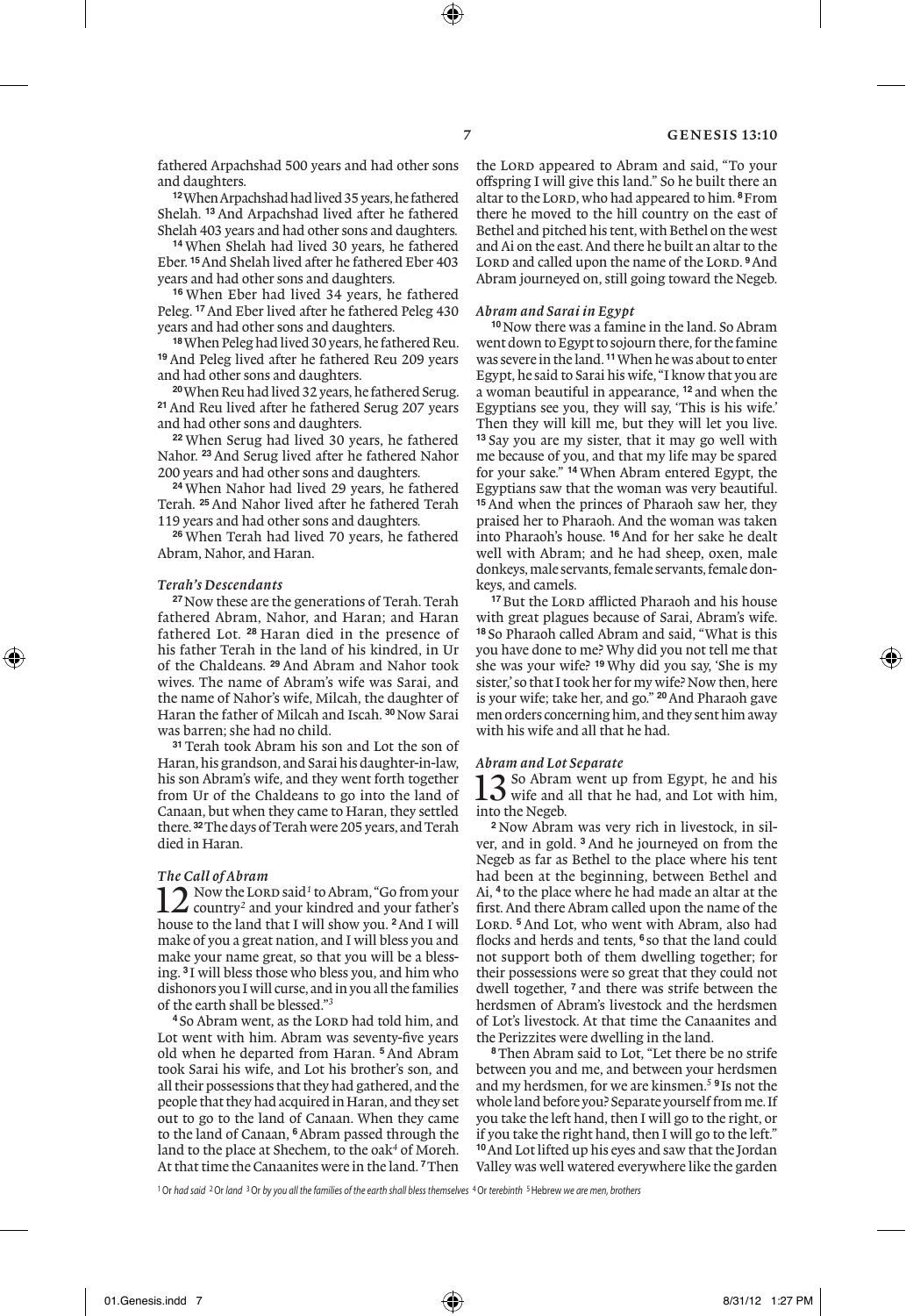fathered Arpachshad 500 years and had other sons and daughters.

[12] When Arpachshad had lived 35 years, he fathered Shelah. [13] And Arpachshad lived after he fathered Shelah 403 years and had other sons and daughters.

[14] When Shelah had lived 30 years, he fathered Eber. [15] And Shelah lived after he fathered Eber 403 years and had other sons and daughters.

[16] When Eber had lived 34 years, he fathered Peleg. [17] And Eber lived after he fathered Peleg 430 years and had other sons and daughters.

[18] When Peleg had lived 30 years, he fathered Reu. [19] And Peleg lived after he fathered Reu 209 years and had other sons and daughters.

[20] When Reu had lived 32 years, he fathered Serug. [21] And Reu lived after he fathered Serug 207 years and had other sons and daughters.

[22] When Serug had lived 30 years, he fathered Nahor. [23] And Serug lived after he fathered Nahor 200 years and had other sons and daughters.

[24] When Nahor had lived 29 years, he fathered Terah. [25] And Nahor lived after he fathered Terah 119 years and had other sons and daughters.

[26] When Terah had lived 70 years, he fathered Abram, Nahor, and Haran.

### *Terah's Descendants*

[27] Now these are the generations of Terah. Terah fathered Abram, Nahor, and Haran; and Haran fathered Lot. [28] Haran died in the presence of his father Terah in the land of his kindred, in Ur of the Chaldeans. [29] And Abram and Nahor took wives. The name of Abram's wife was Sarai, and the name of Nahor's wife, Milcah, the daughter of Haran the father of Milcah and Iscah. [30] Now Sarai was barren; she had no child.

[31] Terah took Abram his son and Lot the son of Haran, his grandson, and Sarai his daughter-in-law, his son Abram's wife, and they went forth together from Ur of the Chaldeans to go into the land of Canaan, but when they came to Haran, they settled there. [32] The days of Terah were 205 years, and Terah died in Haran.

### *The Call of Abram*

**12** Now the LORD said[1] to Abram, "Go from your country[2] and your kindred and your father's house to the land that I will show you. [2] And I will make of you a great nation, and I will bless you and make your name great, so that you will be a blessing. [3] I will bless those who bless you, and him who dishonors you I will curse, and in you all the families of the earth shall be blessed."[3]

[4] So Abram went, as the LORD had told him, and Lot went with him. Abram was seventy-five years old when he departed from Haran. [5] And Abram took Sarai his wife, and Lot his brother's son, and all their possessions that they had gathered, and the people that they had acquired in Haran, and they set out to go to the land of Canaan. When they came to the land of Canaan, [6] Abram passed through the land to the place at Shechem, to the oak[4] of Moreh. At that time the Canaanites were in the land. [7] Then the LORD appeared to Abram and said, "To your offspring I will give this land." So he built there an altar to the LORD, who had appeared to him. [8] From there he moved to the hill country on the east of Bethel and pitched his tent, with Bethel on the west and Ai on the east. And there he built an altar to the LORD and called upon the name of the LORD. [9] And Abram journeyed on, still going toward the Negeb.

### *Abram and Sarai in Egypt*

[10] Now there was a famine in the land. So Abram went down to Egypt to sojourn there, for the famine was severe in the land. [11] When he was about to enter Egypt, he said to Sarai his wife, "I know that you are a woman beautiful in appearance, [12] and when the Egyptians see you, they will say, 'This is his wife.' Then they will kill me, but they will let you live. [13] Say you are my sister, that it may go well with me because of you, and that my life may be spared for your sake." [14] When Abram entered Egypt, the Egyptians saw that the woman was very beautiful. [15] And when the princes of Pharaoh saw her, they praised her to Pharaoh. And the woman was taken into Pharaoh's house. [16] And for her sake he dealt well with Abram; and he had sheep, oxen, male donkeys, male servants, female servants, female donkeys, and camels.

[17] But the LORD afflicted Pharaoh and his house with great plagues because of Sarai, Abram's wife. [18] So Pharaoh called Abram and said, "What is this you have done to me? Why did you not tell me that she was your wife? [19] Why did you say, 'She is my sister,' so that I took her for my wife? Now then, here is your wife; take her, and go." [20] And Pharaoh gave men orders concerning him, and they sent him away with his wife and all that he had.

### *Abram and Lot Separate*

**13** So Abram went up from Egypt, he and his wife and all that he had, and Lot with him, into the Negeb.

[2] Now Abram was very rich in livestock, in silver, and in gold. [3] And he journeyed on from the Negeb as far as Bethel to the place where his tent had been at the beginning, between Bethel and Ai, [4] to the place where he had made an altar at the first. And there Abram called upon the name of the LORD. [5] And Lot, who went with Abram, also had flocks and herds and tents, [6] so that the land could not support both of them dwelling together; for their possessions were so great that they could not dwell together, [7] and there was strife between the herdsmen of Abram's livestock and the herdsmen of Lot's livestock. At that time the Canaanites and the Perizzites were dwelling in the land.

[8] Then Abram said to Lot, "Let there be no strife between you and me, and between your herdsmen and my herdsmen, for we are kinsmen.[5] [9] Is not the whole land before you? Separate yourself from me. If you take the left hand, then I will go to the right, or if you take the right hand, then I will go to the left." [10] And Lot lifted up his eyes and saw that the Jordan Valley was well watered everywhere like the garden

[1] Or *had said* [2] Or *land* [3] Or *by you all the families of the earth shall bless themselves* [4] Or *terebinth* [5] Hebrew *we are men, brothers*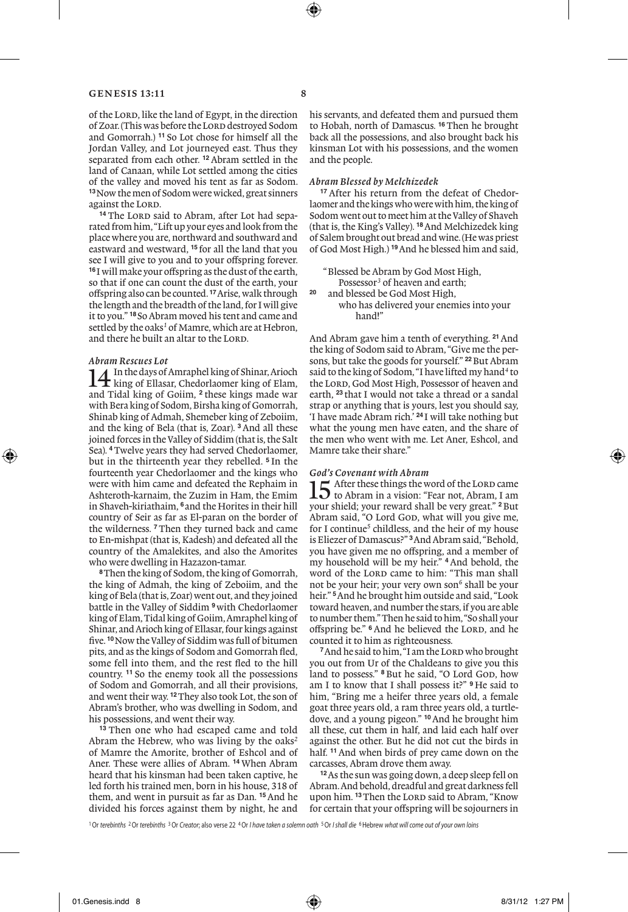of the LORD, like the land of Egypt, in the direction of Zoar. (This was before the LORD destroyed Sodom and Gomorrah.) [11] So Lot chose for himself all the Jordan Valley, and Lot journeyed east. Thus they separated from each other. [12] Abram settled in the land of Canaan, while Lot settled among the cities of the valley and moved his tent as far as Sodom. [13] Now the men of Sodom were wicked, great sinners against the LORD.

[14] The LORD said to Abram, after Lot had separated from him, "Lift up your eyes and look from the place where you are, northward and southward and eastward and westward, [15] for all the land that you see I will give to you and to your offspring forever. [16] I will make your offspring as the dust of the earth, so that if one can count the dust of the earth, your offspring also can be counted. [17] Arise, walk through the length and the breadth of the land, for I will give it to you." [18] So Abram moved his tent and came and settled by the oaks[1] of Mamre, which are at Hebron, and there he built an altar to the LORD.

### *Abram Rescues Lot*

**14** In the days of Amraphel king of Shinar, Arioch king of Ellasar, Chedorlaomer king of Elam, and Tidal king of Goiim, [2] these kings made war with Bera king of Sodom, Birsha king of Gomorrah, Shinab king of Admah, Shemeber king of Zeboiim, and the king of Bela (that is, Zoar). [3] And all these joined forces in the Valley of Siddim (that is, the Salt Sea). [4] Twelve years they had served Chedorlaomer, but in the thirteenth year they rebelled. [5] In the fourteenth year Chedorlaomer and the kings who were with him came and defeated the Rephaim in Ashteroth-karnaim, the Zuzim in Ham, the Emim in Shaveh-kiriathaim, [6] and the Horites in their hill country of Seir as far as El-paran on the border of the wilderness. [7] Then they turned back and came to En-mishpat (that is, Kadesh) and defeated all the country of the Amalekites, and also the Amorites who were dwelling in Hazazon-tamar.

[8] Then the king of Sodom, the king of Gomorrah, the king of Admah, the king of Zeboiim, and the king of Bela (that is, Zoar) went out, and they joined battle in the Valley of Siddim [9] with Chedorlaomer king of Elam, Tidal king of Goiim, Amraphel king of Shinar, and Arioch king of Ellasar, four kings against five. [10] Now the Valley of Siddim was full of bitumen pits, and as the kings of Sodom and Gomorrah fled, some fell into them, and the rest fled to the hill country. [11] So the enemy took all the possessions of Sodom and Gomorrah, and all their provisions, and went their way. [12] They also took Lot, the son of Abram's brother, who was dwelling in Sodom, and his possessions, and went their way.

[13] Then one who had escaped came and told Abram the Hebrew, who was living by the oaks[2] of Mamre the Amorite, brother of Eshcol and of Aner. These were allies of Abram. [14] When Abram heard that his kinsman had been taken captive, he led forth his trained men, born in his house, 318 of them, and went in pursuit as far as Dan. [15] And he divided his forces against them by night, he and his servants, and defeated them and pursued them to Hobah, north of Damascus. [16] Then he brought back all the possessions, and also brought back his kinsman Lot with his possessions, and the women and the people.

### *Abram Blessed by Melchizedek*

[17] After his return from the defeat of Chedorlaomer and the kings who were with him, the king of Sodom went out to meet him at the Valley of Shaveh (that is, the King's Valley). [18] And Melchizedek king of Salem brought out bread and wine. (He was priest of God Most High.) [19] And he blessed him and said,

> "Blessed be Abram by God Most High,
> Possessor[3] of heaven and earth;
> [20] and blessed be God Most High,
> who has delivered your enemies into your hand!"

And Abram gave him a tenth of everything. [21] And the king of Sodom said to Abram, "Give me the persons, but take the goods for yourself." [22] But Abram said to the king of Sodom, "I have lifted my hand[4] to the LORD, God Most High, Possessor of heaven and earth, [23] that I would not take a thread or a sandal strap or anything that is yours, lest you should say, 'I have made Abram rich.' [24] I will take nothing but what the young men have eaten, and the share of the men who went with me. Let Aner, Eshcol, and Mamre take their share."

### *God's Covenant with Abram*

**15** After these things the word of the LORD came to Abram in a vision: "Fear not, Abram, I am your shield; your reward shall be very great." [2] But Abram said, "O Lord GOD, what will you give me, for I continue[5] childless, and the heir of my house is Eliezer of Damascus?" [3] And Abram said, "Behold, you have given me no offspring, and a member of my household will be my heir." [4] And behold, the word of the LORD came to him: "This man shall not be your heir; your very own son[6] shall be your heir." [5] And he brought him outside and said, "Look toward heaven, and number the stars, if you are able to number them." Then he said to him, "So shall your offspring be." [6] And he believed the LORD, and he counted it to him as righteousness.

[7] And he said to him, "I am the LORD who brought you out from Ur of the Chaldeans to give you this land to possess." [8] But he said, "O Lord GOD, how am I to know that I shall possess it?" [9] He said to him, "Bring me a heifer three years old, a female goat three years old, a ram three years old, a turtledove, and a young pigeon." [10] And he brought him all these, cut them in half, and laid each half over against the other. But he did not cut the birds in half. [11] And when birds of prey came down on the carcasses, Abram drove them away.

[12] As the sun was going down, a deep sleep fell on Abram. And behold, dreadful and great darkness fell upon him. [13] Then the LORD said to Abram, "Know for certain that your offspring will be sojourners in

---

[1] Or *terebinths* [2] Or *terebinths* [3] Or *Creator*; also verse 22 [4] Or *I have taken a solemn oath* [5] Or *I shall die* [6] Hebrew *what will come out of your own loins*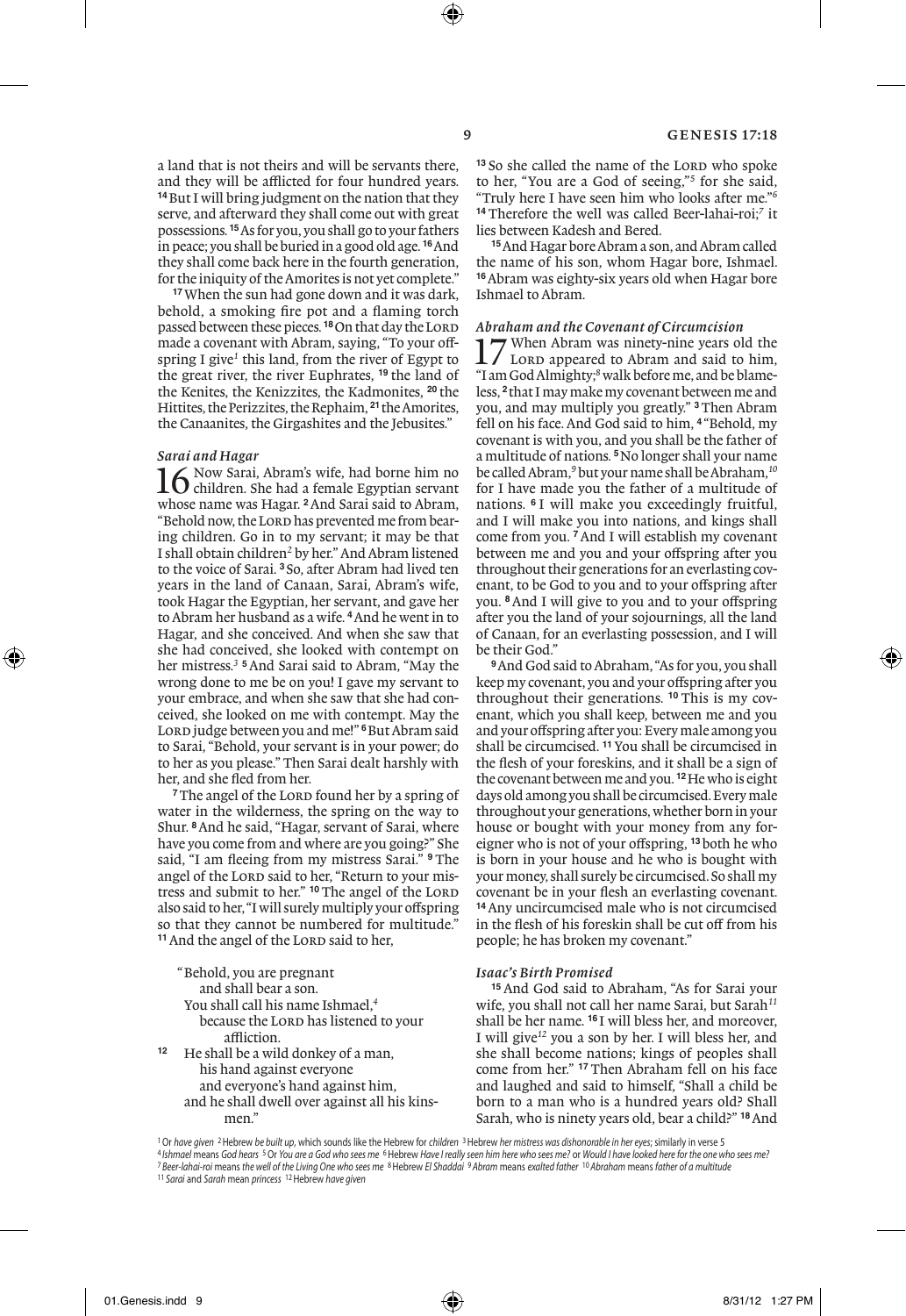a land that is not theirs and will be servants there, and they will be afflicted for four hundred years. **14** But I will bring judgment on the nation that they serve, and afterward they shall come out with great possessions. **15** As for you, you shall go to your fathers in peace; you shall be buried in a good old age. **16** And they shall come back here in the fourth generation, for the iniquity of the Amorites is not yet complete."

**17** When the sun had gone down and it was dark, behold, a smoking fire pot and a flaming torch passed between these pieces. **18** On that day the LORD made a covenant with Abram, saying, "To your offspring I give[1] this land, from the river of Egypt to the great river, the river Euphrates, **19** the land of the Kenites, the Kenizzites, the Kadmonites, **20** the Hittites, the Perizzites, the Rephaim, **21** the Amorites, the Canaanites, the Girgashites and the Jebusites."

### *Sarai and Hagar*

**16** Now Sarai, Abram's wife, had borne him no children. She had a female Egyptian servant whose name was Hagar. **2** And Sarai said to Abram, "Behold now, the LORD has prevented me from bearing children. Go in to my servant; it may be that I shall obtain children[2] by her." And Abram listened to the voice of Sarai. **3** So, after Abram had lived ten years in the land of Canaan, Sarai, Abram's wife, took Hagar the Egyptian, her servant, and gave her to Abram her husband as a wife. **4** And he went in to Hagar, and she conceived. And when she saw that she had conceived, she looked with contempt on her mistress.[3] **5** And Sarai said to Abram, "May the wrong done to me be on you! I gave my servant to your embrace, and when she saw that she had conceived, she looked on me with contempt. May the LORD judge between you and me!" **6** But Abram said to Sarai, "Behold, your servant is in your power; do to her as you please." Then Sarai dealt harshly with her, and she fled from her.

**7** The angel of the LORD found her by a spring of water in the wilderness, the spring on the way to Shur. **8** And he said, "Hagar, servant of Sarai, where have you come from and where are you going?" She said, "I am fleeing from my mistress Sarai." **9** The angel of the LORD said to her, "Return to your mistress and submit to her." **10** The angel of the LORD also said to her, "I will surely multiply your offspring so that they cannot be numbered for multitude." **11** And the angel of the LORD said to her,

"Behold, you are pregnant
 and shall bear a son.
You shall call his name Ishmael,[4]
 because the LORD has listened to your affliction.
**12** He shall be a wild donkey of a man,
 his hand against everyone
 and everyone's hand against him,
and he shall dwell over against all his kinsmen."

**13** So she called the name of the LORD who spoke to her, "You are a God of seeing,"[5] for she said, "Truly here I have seen him who looks after me."[6] **14** Therefore the well was called Beer-lahai-roi;[7] it lies between Kadesh and Bered.

**15** And Hagar bore Abram a son, and Abram called the name of his son, whom Hagar bore, Ishmael. **16** Abram was eighty-six years old when Hagar bore Ishmael to Abram.

### *Abraham and the Covenant of Circumcision*

**17** When Abram was ninety-nine years old the LORD appeared to Abram and said to him, "I am God Almighty;[8] walk before me, and be blameless, **2** that I may make my covenant between me and you, and may multiply you greatly." **3** Then Abram fell on his face. And God said to him, **4** "Behold, my covenant is with you, and you shall be the father of a multitude of nations. **5** No longer shall your name be called Abram,[9] but your name shall be Abraham,[10] for I have made you the father of a multitude of nations. **6** I will make you exceedingly fruitful, and I will make you into nations, and kings shall come from you. **7** And I will establish my covenant between me and you and your offspring after you throughout their generations for an everlasting covenant, to be God to you and to your offspring after you. **8** And I will give to you and to your offspring after you the land of your sojournings, all the land of Canaan, for an everlasting possession, and I will be their God."

**9** And God said to Abraham, "As for you, you shall keep my covenant, you and your offspring after you throughout their generations. **10** This is my covenant, which you shall keep, between me and you and your offspring after you: Every male among you shall be circumcised. **11** You shall be circumcised in the flesh of your foreskins, and it shall be a sign of the covenant between me and you. **12** He who is eight days old among you shall be circumcised. Every male throughout your generations, whether born in your house or bought with your money from any foreigner who is not of your offspring, **13** both he who is born in your house and he who is bought with your money, shall surely be circumcised. So shall my covenant be in your flesh an everlasting covenant. **14** Any uncircumcised male who is not circumcised in the flesh of his foreskin shall be cut off from his people; he has broken my covenant."

### *Isaac's Birth Promised*

**15** And God said to Abraham, "As for Sarai your wife, you shall not call her name Sarai, but Sarah[11] shall be her name. **16** I will bless her, and moreover, I will give[12] you a son by her. I will bless her, and she shall become nations; kings of peoples shall come from her." **17** Then Abraham fell on his face and laughed and said to himself, "Shall a child be born to a man who is a hundred years old? Shall Sarah, who is ninety years old, bear a child?" **18** And

---

[1] Or *have given* [2] Hebrew *be built up*, which sounds like the Hebrew for *children* [3] Hebrew *her mistress was dishonorable in her eyes*; similarly in verse 5
[4] *Ishmael* means *God hears* [5] Or *You are a God who sees me* [6] Hebrew *Have I really seen him here who sees me?* or *Would I have looked here for the one who sees me?*
[7] *Beer-lahai-roi* means *the well of the Living One who sees me* [8] Hebrew *El Shaddai* [9] *Abram* means *exalted father* [10] *Abraham* means *father of a multitude*
[11] *Sarai* and *Sarah* mean *princess* [12] Hebrew *have given*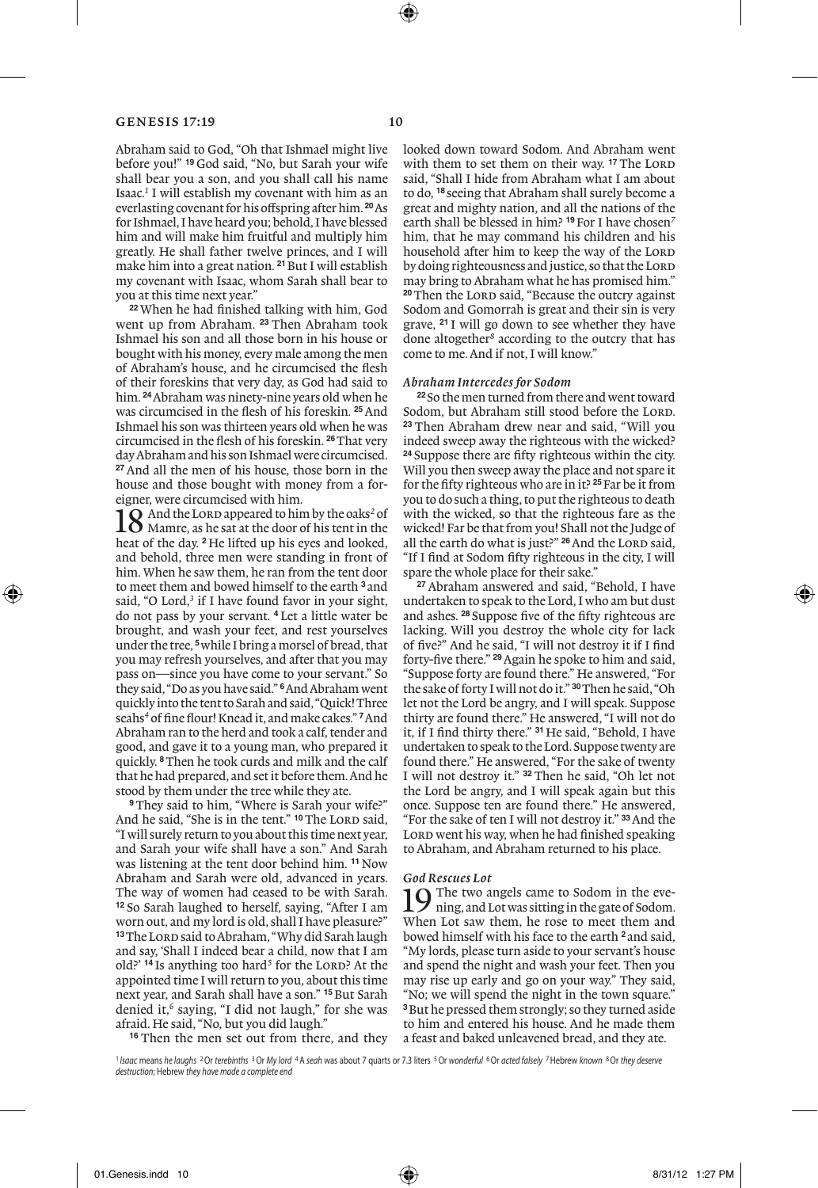Abraham said to God, "Oh that Ishmael might live before you!" **19** God said, "No, but Sarah your wife shall bear you a son, and you shall call his name Isaac.[1] I will establish my covenant with him as an everlasting covenant for his offspring after him. **20** As for Ishmael, I have heard you; behold, I have blessed him and will make him fruitful and multiply him greatly. He shall father twelve princes, and I will make him into a great nation. **21** But I will establish my covenant with Isaac, whom Sarah shall bear to you at this time next year."

**22** When he had finished talking with him, God went up from Abraham. **23** Then Abraham took Ishmael his son and all those born in his house or bought with his money, every male among the men of Abraham's house, and he circumcised the flesh of their foreskins that very day, as God had said to him. **24** Abraham was ninety-nine years old when he was circumcised in the flesh of his foreskin. **25** And Ishmael his son was thirteen years old when he was circumcised in the flesh of his foreskin. **26** That very day Abraham and his son Ishmael were circumcised. **27** And all the men of his house, those born in the house and those bought with money from a foreigner, were circumcised with him.

**18** And the LORD appeared to him by the oaks[2] of Mamre, as he sat at the door of his tent in the heat of the day. **2** He lifted up his eyes and looked, and behold, three men were standing in front of him. When he saw them, he ran from the tent door to meet them and bowed himself to the earth **3** and said, "O Lord,[3] if I have found favor in your sight, do not pass by your servant. **4** Let a little water be brought, and wash your feet, and rest yourselves under the tree, **5** while I bring a morsel of bread, that you may refresh yourselves, and after that you may pass on—since you have come to your servant." So they said, "Do as you have said." **6** And Abraham went quickly into the tent to Sarah and said, "Quick! Three seahs[4] of fine flour! Knead it, and make cakes." **7** And Abraham ran to the herd and took a calf, tender and good, and gave it to a young man, who prepared it quickly. **8** Then he took curds and milk and the calf that he had prepared, and set it before them. And he stood by them under the tree while they ate.

**9** They said to him, "Where is Sarah your wife?" And he said, "She is in the tent." **10** The LORD said, "I will surely return to you about this time next year, and Sarah your wife shall have a son." And Sarah was listening at the tent door behind him. **11** Now Abraham and Sarah were old, advanced in years. The way of women had ceased to be with Sarah. **12** So Sarah laughed to herself, saying, "After I am worn out, and my lord is old, shall I have pleasure?" **13** The LORD said to Abraham, "Why did Sarah laugh and say, 'Shall I indeed bear a child, now that I am old?' **14** Is anything too hard[5] for the LORD? At the appointed time I will return to you, about this time next year, and Sarah shall have a son." **15** But Sarah denied it,[6] saying, "I did not laugh," for she was afraid. He said, "No, but you did laugh."

**16** Then the men set out from there, and they looked down toward Sodom. And Abraham went with them to set them on their way. **17** The LORD said, "Shall I hide from Abraham what I am about to do, **18** seeing that Abraham shall surely become a great and mighty nation, and all the nations of the earth shall be blessed in him? **19** For I have chosen[7] him, that he may command his children and his household after him to keep the way of the LORD by doing righteousness and justice, so that the LORD may bring to Abraham what he has promised him." **20** Then the LORD said, "Because the outcry against Sodom and Gomorrah is great and their sin is very grave, **21** I will go down to see whether they have done altogether[8] according to the outcry that has come to me. And if not, I will know."

### *Abraham Intercedes for Sodom*

**22** So the men turned from there and went toward Sodom, but Abraham still stood before the LORD. **23** Then Abraham drew near and said, "Will you indeed sweep away the righteous with the wicked? **24** Suppose there are fifty righteous within the city. Will you then sweep away the place and not spare it for the fifty righteous who are in it? **25** Far be it from you to do such a thing, to put the righteous to death with the wicked, so that the righteous fare as the wicked! Far be that from you! Shall not the Judge of all the earth do what is just?" **26** And the LORD said, "If I find at Sodom fifty righteous in the city, I will spare the whole place for their sake."

**27** Abraham answered and said, "Behold, I have undertaken to speak to the Lord, I who am but dust and ashes. **28** Suppose five of the fifty righteous are lacking. Will you destroy the whole city for lack of five?" And he said, "I will not destroy it if I find forty-five there." **29** Again he spoke to him and said, "Suppose forty are found there." He answered, "For the sake of forty I will not do it." **30** Then he said, "Oh let not the Lord be angry, and I will speak. Suppose thirty are found there." He answered, "I will not do it, if I find thirty there." **31** He said, "Behold, I have undertaken to speak to the Lord. Suppose twenty are found there." He answered, "For the sake of twenty I will not destroy it." **32** Then he said, "Oh let not the Lord be angry, and I will speak again but this once. Suppose ten are found there." He answered, "For the sake of ten I will not destroy it." **33** And the LORD went his way, when he had finished speaking to Abraham, and Abraham returned to his place.

### *God Rescues Lot*

**19** The two angels came to Sodom in the evening, and Lot was sitting in the gate of Sodom. When Lot saw them, he rose to meet them and bowed himself with his face to the earth **2** and said, "My lords, please turn aside to your servant's house and spend the night and wash your feet. Then you may rise up early and go on your way." They said, "No; we will spend the night in the town square." **3** But he pressed them strongly; so they turned aside to him and entered his house. And he made them a feast and baked unleavened bread, and they ate.

[1] *Isaac* means *he laughs* [2] Or *terebinths* [3] Or *My lord* [4] A *seah* was about 7 quarts or 7.3 liters [5] Or *wonderful* [6] Or *acted falsely* [7] Hebrew *known* [8] Or *they deserve destruction*; Hebrew *they have made a complete end*